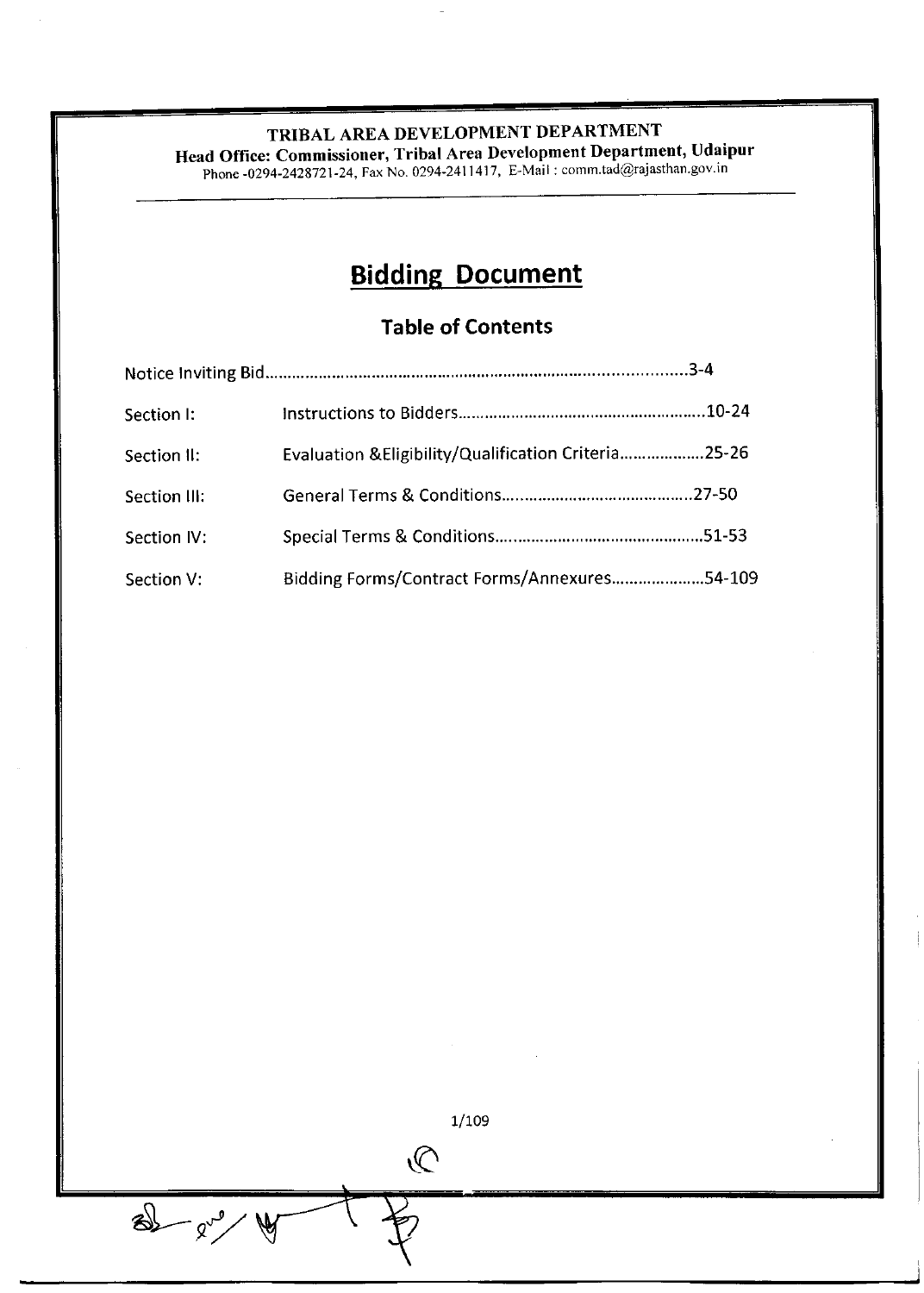**TRIBAL AREA DEVELOPMENT DEPARTMENT**

**Head Office: Commissioner, Tribal Area Development Department, Udaipur**

Phone -0294-2428721-24, Fax No. 0294-2411417, E-Mail : comm.tad@rajasthan.gov.in

# Bidding Document

## Table of Contents

| | | |
|---|---|---|
| Notice Inviting Bid | | 3-4 |
| Section I: | Instructions to Bidders | 10-24 |
| Section II: | Evaluation &Eligibility/Qualification Criteria | 25-26 |
| Section III: | General Terms & Conditions | 27-50 |
| Section IV: | Special Terms & Conditions | 51-53 |
| Section V: | Bidding Forms/Contract Forms/Annexures | 54-109 |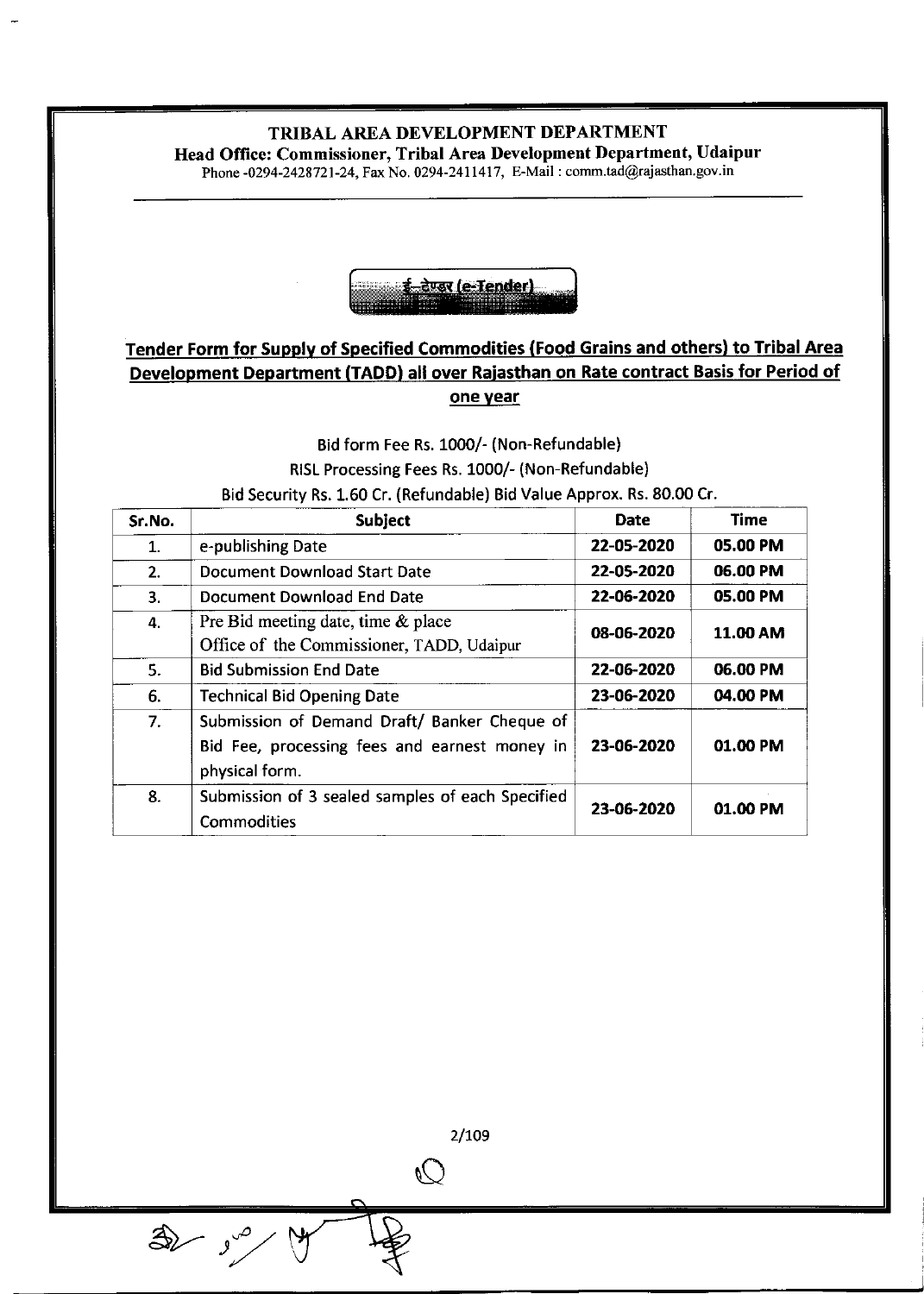# TRIBAL AREA DEVELOPMENT DEPARTMENT

**Head Office: Commissioner, Tribal Area Development Department, Udaipur**

Phone -0294-2428721-24, Fax No. 0294-2411417, E-Mail : comm.tad@rajasthan.gov.in

**ई-टेण्डर (e-Tender)**

## Tender Form for Supply of Specified Commodities (Food Grains and others) to Tribal Area Development Department (TADD) all over Rajasthan on Rate contract Basis for Period of one year

Bid form Fee Rs. 1000/- (Non-Refundable)

RISL Processing Fees Rs. 1000/- (Non-Refundable)

Bid Security Rs. 1.60 Cr. (Refundable) Bid Value Approx. Rs. 80.00 Cr.

| Sr.No. | Subject | Date | Time |
|---|---|---|---|
| 1. | e-publishing Date | 22-05-2020 | 05.00 PM |
| 2. | Document Download Start Date | 22-05-2020 | 06.00 PM |
| 3. | Document Download End Date | 22-06-2020 | 05.00 PM |
| 4. | Pre Bid meeting date, time & place Office of the Commissioner, TADD, Udaipur | 08-06-2020 | 11.00 AM |
| 5. | Bid Submission End Date | 22-06-2020 | 06.00 PM |
| 6. | Technical Bid Opening Date | 23-06-2020 | 04.00 PM |
| 7. | Submission of Demand Draft/ Banker Cheque of Bid Fee, processing fees and earnest money in physical form. | 23-06-2020 | 01.00 PM |
| 8. | Submission of 3 sealed samples of each Specified Commodities | 23-06-2020 | 01.00 PM |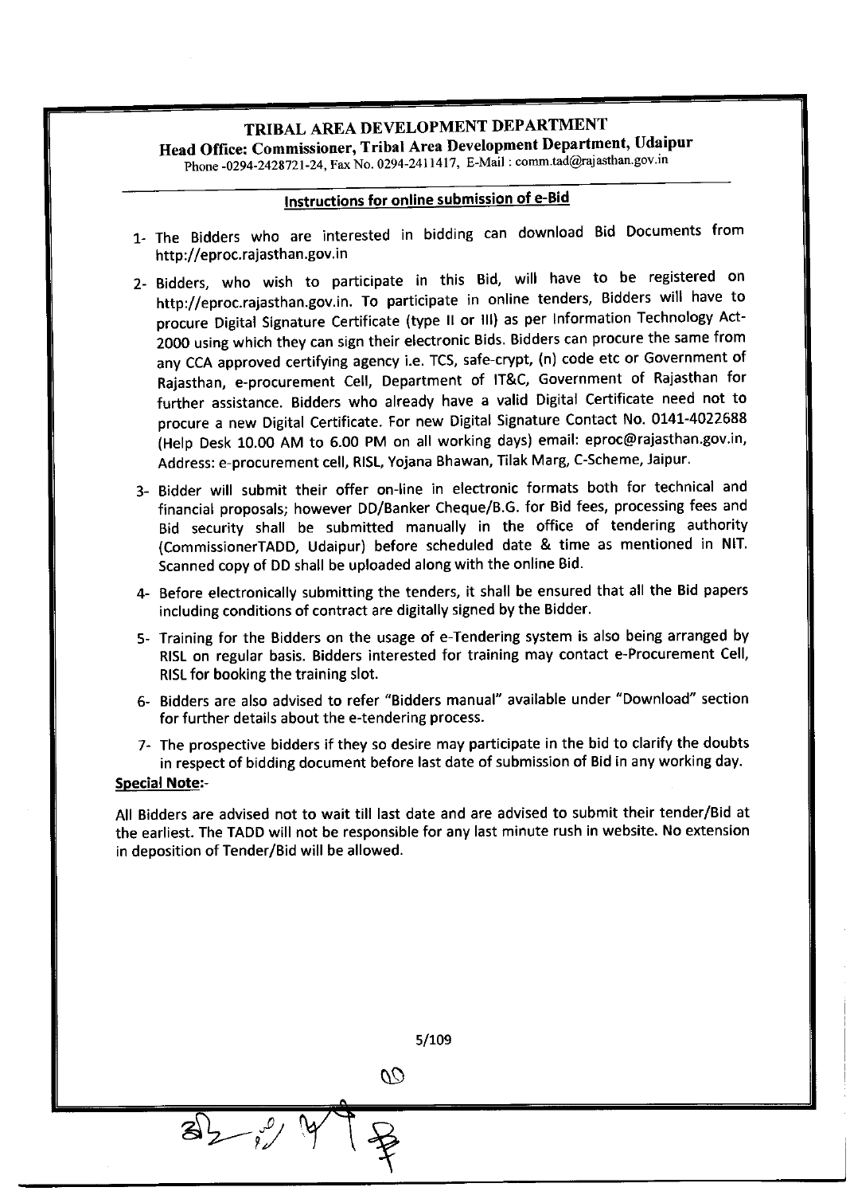# TRIBAL AREA DEVELOPMENT DEPARTMENT

**Head Office: Commissioner, Tribal Area Development Department, Udaipur**

Phone -0294-2428721-24, Fax No. 0294-2411417, E-Mail : comm.tad@rajasthan.gov.in

## Instructions for online submission of e-Bid

1- The Bidders who are interested in bidding can download Bid Documents from http://eproc.rajasthan.gov.in

2- Bidders, who wish to participate in this Bid, will have to be registered on http://eproc.rajasthan.gov.in. To participate in online tenders, Bidders will have to procure Digital Signature Certificate (type II or III) as per Information Technology Act-2000 using which they can sign their electronic Bids. Bidders can procure the same from any CCA approved certifying agency i.e. TCS, safe-crypt, (n) code etc or Government of Rajasthan, e-procurement Cell, Department of IT&C, Government of Rajasthan for further assistance. Bidders who already have a valid Digital Certificate need not to procure a new Digital Certificate. For new Digital Signature Contact No. 0141-4022688 (Help Desk 10.00 AM to 6.00 PM on all working days) email: eproc@rajasthan.gov.in, Address: e-procurement cell, RISL, Yojana Bhawan, Tilak Marg, C-Scheme, Jaipur.

3- Bidder will submit their offer on-line in electronic formats both for technical and financial proposals; however DD/Banker Cheque/B.G. for Bid fees, processing fees and Bid security shall be submitted manually in the office of tendering authority (CommissionerTADD, Udaipur) before scheduled date & time as mentioned in NIT. Scanned copy of DD shall be uploaded along with the online Bid.

4- Before electronically submitting the tenders, it shall be ensured that all the Bid papers including conditions of contract are digitally signed by the Bidder.

5- Training for the Bidders on the usage of e-Tendering system is also being arranged by RISL on regular basis. Bidders interested for training may contact e-Procurement Cell, RISL for booking the training slot.

6- Bidders are also advised to refer "Bidders manual" available under "Download" section for further details about the e-tendering process.

7- The prospective bidders if they so desire may participate in the bid to clarify the doubts in respect of bidding document before last date of submission of Bid in any working day.

**Special Note:-**

All Bidders are advised not to wait till last date and are advised to submit their tender/Bid at the earliest. The TADD will not be responsible for any last minute rush in website. No extension in deposition of Tender/Bid will be allowed.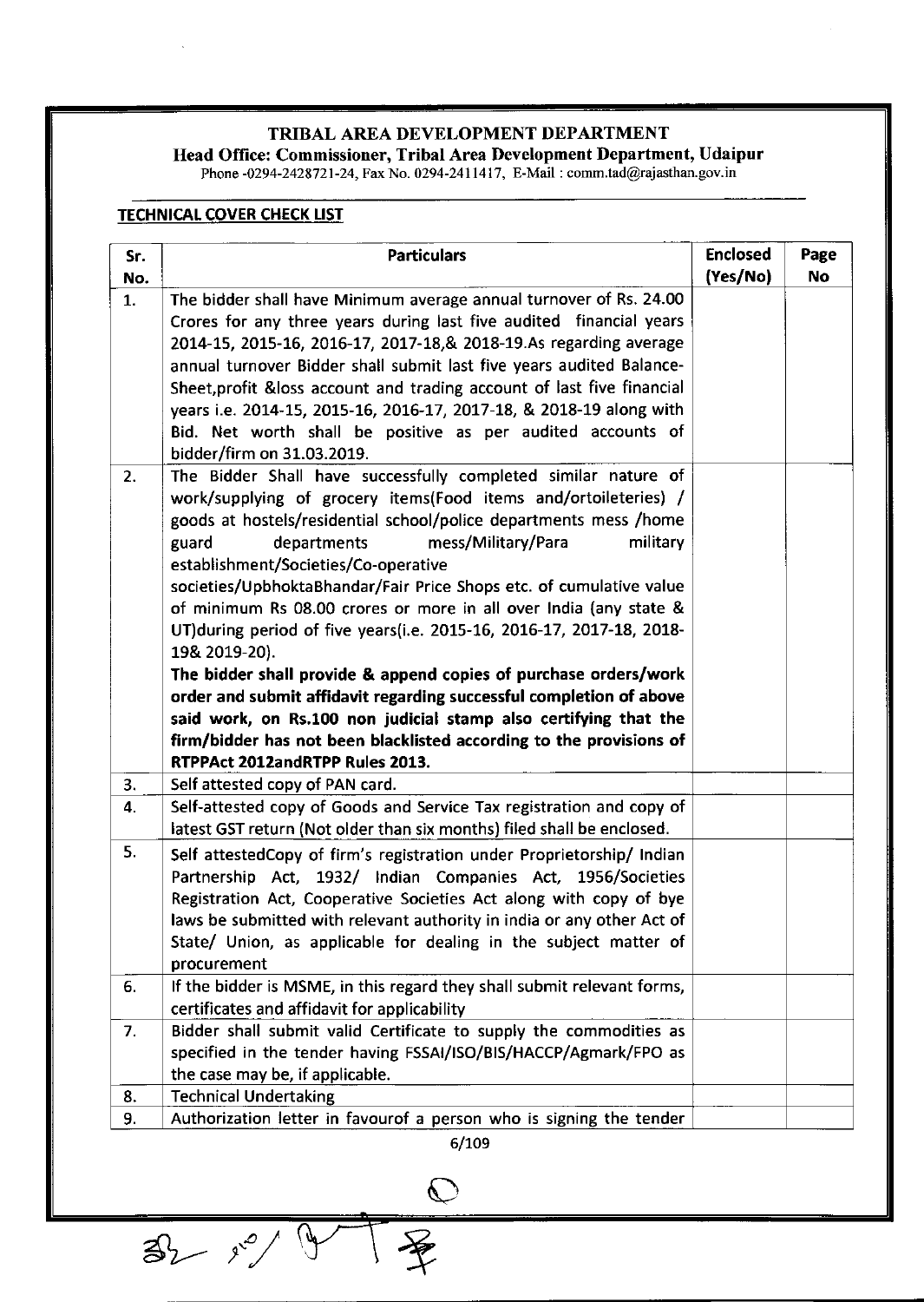**TRIBAL AREA DEVELOPMENT DEPARTMENT**

**Head Office: Commissioner, Tribal Area Development Department, Udaipur**

Phone -0294-2428721-24, Fax No. 0294-2411417, E-Mail : comm.tad@rajasthan.gov.in

## TECHNICAL COVER CHECK LIST

| Sr. No. | Particulars | Enclosed (Yes/No) | Page No |
|---|---|---|---|
| 1. | The bidder shall have Minimum average annual turnover of Rs. 24.00 Crores for any three years during last five audited financial years 2014-15, 2015-16, 2016-17, 2017-18,& 2018-19.As regarding average annual turnover Bidder shall submit last five years audited Balance-Sheet,profit &loss account and trading account of last five financial years i.e. 2014-15, 2015-16, 2016-17, 2017-18, & 2018-19 along with Bid. Net worth shall be positive as per audited accounts of bidder/firm on 31.03.2019. | | |
| 2. | The Bidder Shall have successfully completed similar nature of work/supplying of grocery items(Food items and/ortoileteries) / goods at hostels/residential school/police departments mess /home guard departments mess/Military/Para military establishment/Societies/Co-operative societies/UpbhoktaBhandar/Fair Price Shops etc. of cumulative value of minimum Rs 08.00 crores or more in all over India (any state & UT)during period of five years(i.e. 2015-16, 2016-17, 2017-18, 2018-19& 2019-20). **The bidder shall provide & append copies of purchase orders/work order and submit affidavit regarding successful completion of above said work, on Rs.100 non judicial stamp also certifying that the firm/bidder has not been blacklisted according to the provisions of RTPPAct 2012andRTPP Rules 2013.** | | |
| 3. | Self attested copy of PAN card. | | |
| 4. | Self-attested copy of Goods and Service Tax registration and copy of latest GST return (Not older than six months) filed shall be enclosed. | | |
| 5. | Self attestedCopy of firm's registration under Proprietorship/ Indian Partnership Act, 1932/ Indian Companies Act, 1956/Societies Registration Act, Cooperative Societies Act along with copy of bye laws be submitted with relevant authority in india or any other Act of State/ Union, as applicable for dealing in the subject matter of procurement | | |
| 6. | If the bidder is MSME, in this regard they shall submit relevant forms, certificates and affidavit for applicability | | |
| 7. | Bidder shall submit valid Certificate to supply the commodities as specified in the tender having FSSAI/ISO/BIS/HACCP/Agmark/FPO as the case may be, if applicable. | | |
| 8. | Technical Undertaking | | |
| 9. | Authorization letter in favourof a person who is signing the tender | | |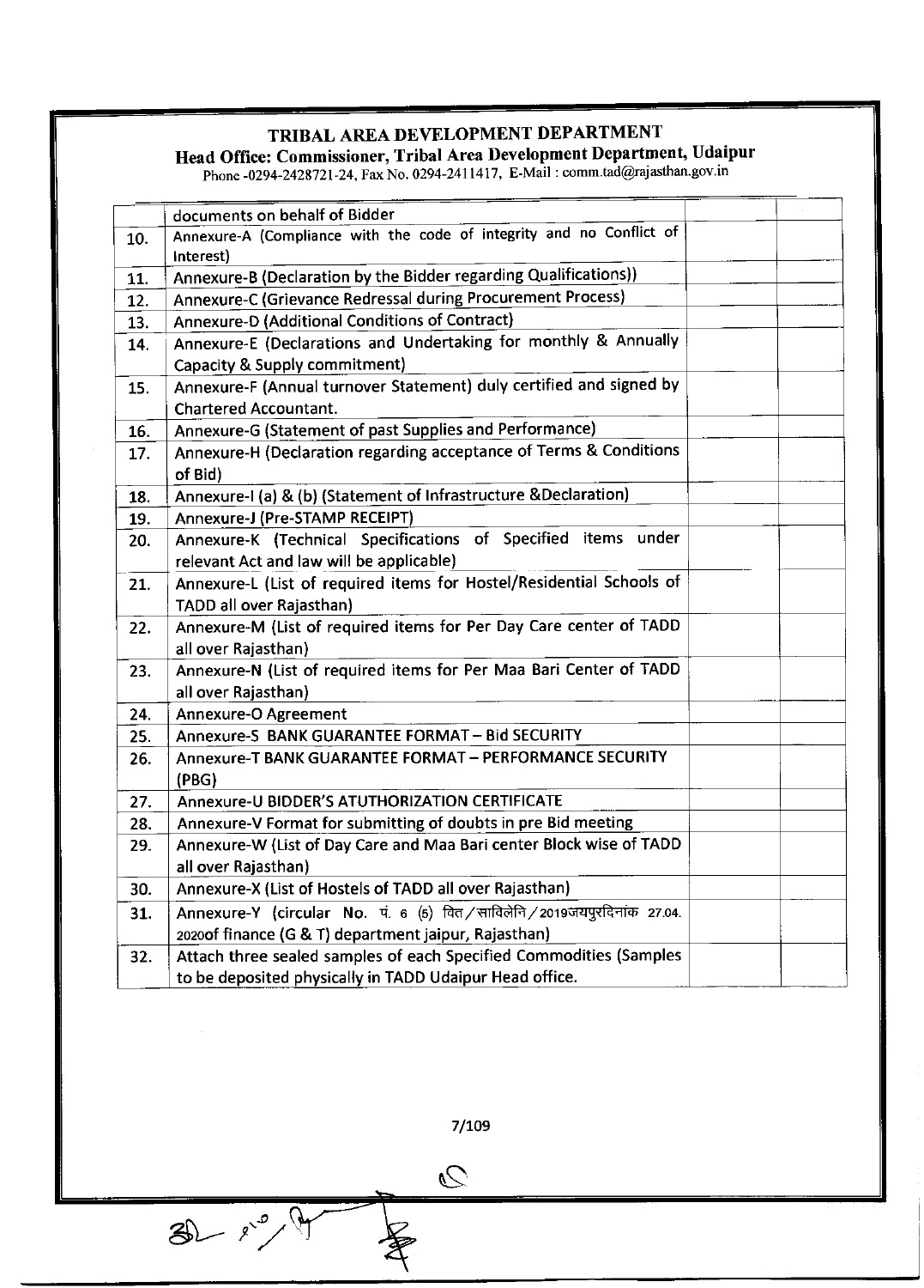**TRIBAL AREA DEVELOPMENT DEPARTMENT**

**Head Office: Commissioner, Tribal Area Development Department, Udaipur**

Phone -0294-2428721-24, Fax No. 0294-2411417, E-Mail : comm.tad@rajasthan.gov.in

| | documents on behalf of Bidder | | |
|---|---|---|---|
| 10. | Annexure-A (Compliance with the code of integrity and no Conflict of Interest) | | |
| 11. | Annexure-B (Declaration by the Bidder regarding Qualifications)) | | |
| 12. | Annexure-C (Grievance Redressal during Procurement Process) | | |
| 13. | Annexure-D (Additional Conditions of Contract) | | |
| 14. | Annexure-E (Declarations and Undertaking for monthly & Annually Capacity & Supply commitment) | | |
| 15. | Annexure-F (Annual turnover Statement) duly certified and signed by Chartered Accountant. | | |
| 16. | Annexure-G (Statement of past Supplies and Performance) | | |
| 17. | Annexure-H (Declaration regarding acceptance of Terms & Conditions of Bid) | | |
| 18. | Annexure-I (a) & (b) (Statement of Infrastructure &Declaration) | | |
| 19. | Annexure-J (Pre-STAMP RECEIPT) | | |
| 20. | Annexure-K (Technical Specifications of Specified items under relevant Act and law will be applicable) | | |
| 21. | Annexure-L (List of required items for Hostel/Residential Schools of TADD all over Rajasthan) | | |
| 22. | Annexure-M (List of required items for Per Day Care center of TADD all over Rajasthan) | | |
| 23. | Annexure-N (List of required items for Per Maa Bari Center of TADD all over Rajasthan) | | |
| 24. | Annexure-O Agreement | | |
| 25. | Annexure-S BANK GUARANTEE FORMAT – Bid SECURITY | | |
| 26. | Annexure-T BANK GUARANTEE FORMAT – PERFORMANCE SECURITY (PBG) | | |
| 27. | Annexure-U BIDDER'S ATUTHORIZATION CERTIFICATE | | |
| 28. | Annexure-V Format for submitting of doubts in pre Bid meeting | | |
| 29. | Annexure-W (List of Day Care and Maa Bari center Block wise of TADD all over Rajasthan) | | |
| 30. | Annexure-X (List of Hostels of TADD all over Rajasthan) | | |
| 31. | Annexure-Y (circular No. प. 6 (5) वित/साविलेनि/2019जयपुरदिनांक 27.04. 2020of finance (G & T) department jaipur, Rajasthan) | | |
| 32. | Attach three sealed samples of each Specified Commodities (Samples to be deposited physically in TADD Udaipur Head office. | | |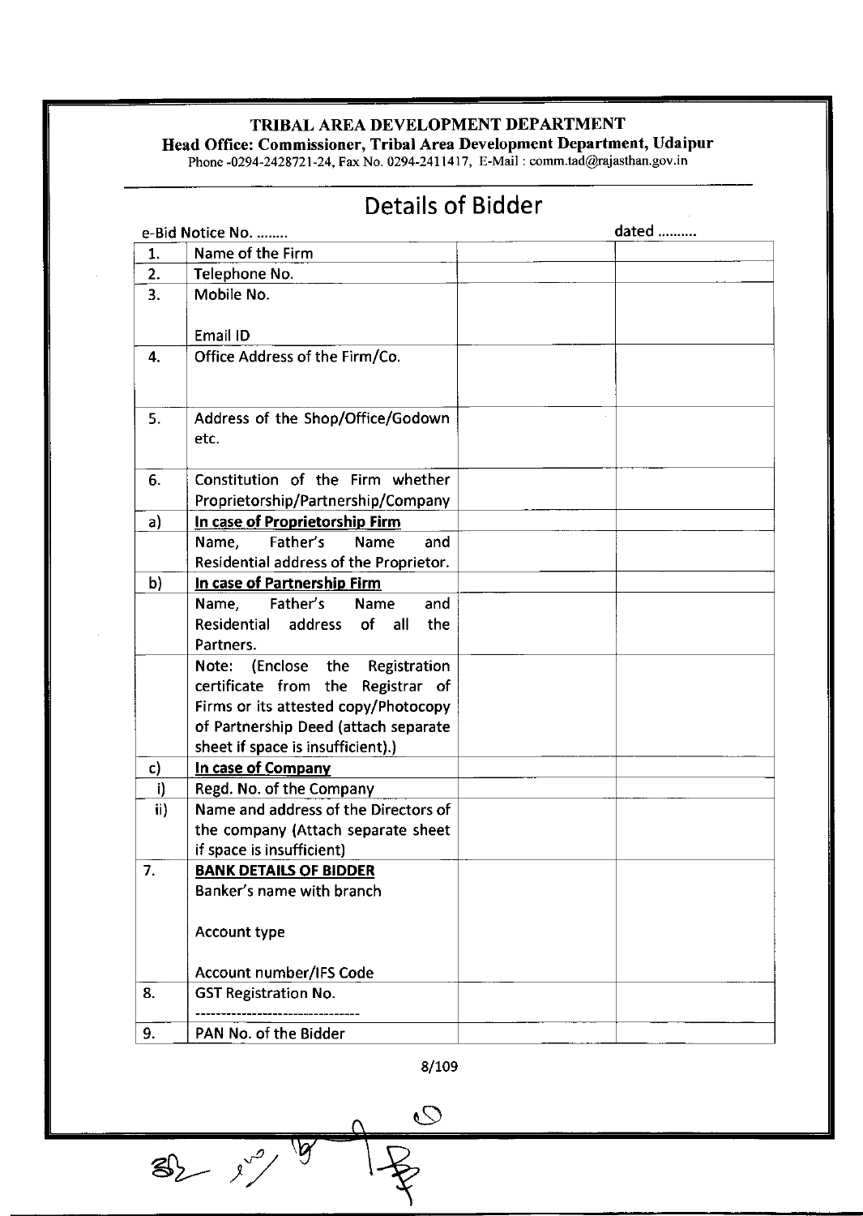**TRIBAL AREA DEVELOPMENT DEPARTMENT**

**Head Office: Commissioner, Tribal Area Development Department, Udaipur**

Phone -0294-2428721-24, Fax No. 0294-2411417, E-Mail : comm.tad@rajasthan.gov.in

# Details of Bidder

e-Bid Notice No. ........ dated ..........

| | | | |
|---|---|---|---|
| 1. | Name of the Firm | | |
| 2. | Telephone No. | | |
| 3. | Mobile No.<br><br>Email ID | | |
| 4. | Office Address of the Firm/Co. | | |
| 5. | Address of the Shop/Office/Godown etc. | | |
| 6. | Constitution of the Firm whether Proprietorship/Partnership/Company | | |
| a) | **In case of Proprietorship Firm** | | |
| | Name, Father's Name and Residential address of the Proprietor. | | |
| b) | **In case of Partnership Firm** | | |
| | Name, Father's Name and Residential address of all the Partners. | | |
| | Note: (Enclose the Registration certificate from the Registrar of Firms or its attested copy/Photocopy of Partnership Deed (attach separate sheet if space is insufficient).) | | |
| c) | **In case of Company** | | |
| i) | Regd. No. of the Company | | |
| ii) | Name and address of the Directors of the company (Attach separate sheet if space is insufficient) | | |
| 7. | **BANK DETAILS OF BIDDER**<br>Banker's name with branch<br><br>Account type<br><br>Account number/IFS Code | | |
| 8. | GST Registration No.<br>-------------------------------- | | |
| 9. | PAN No. of the Bidder | | |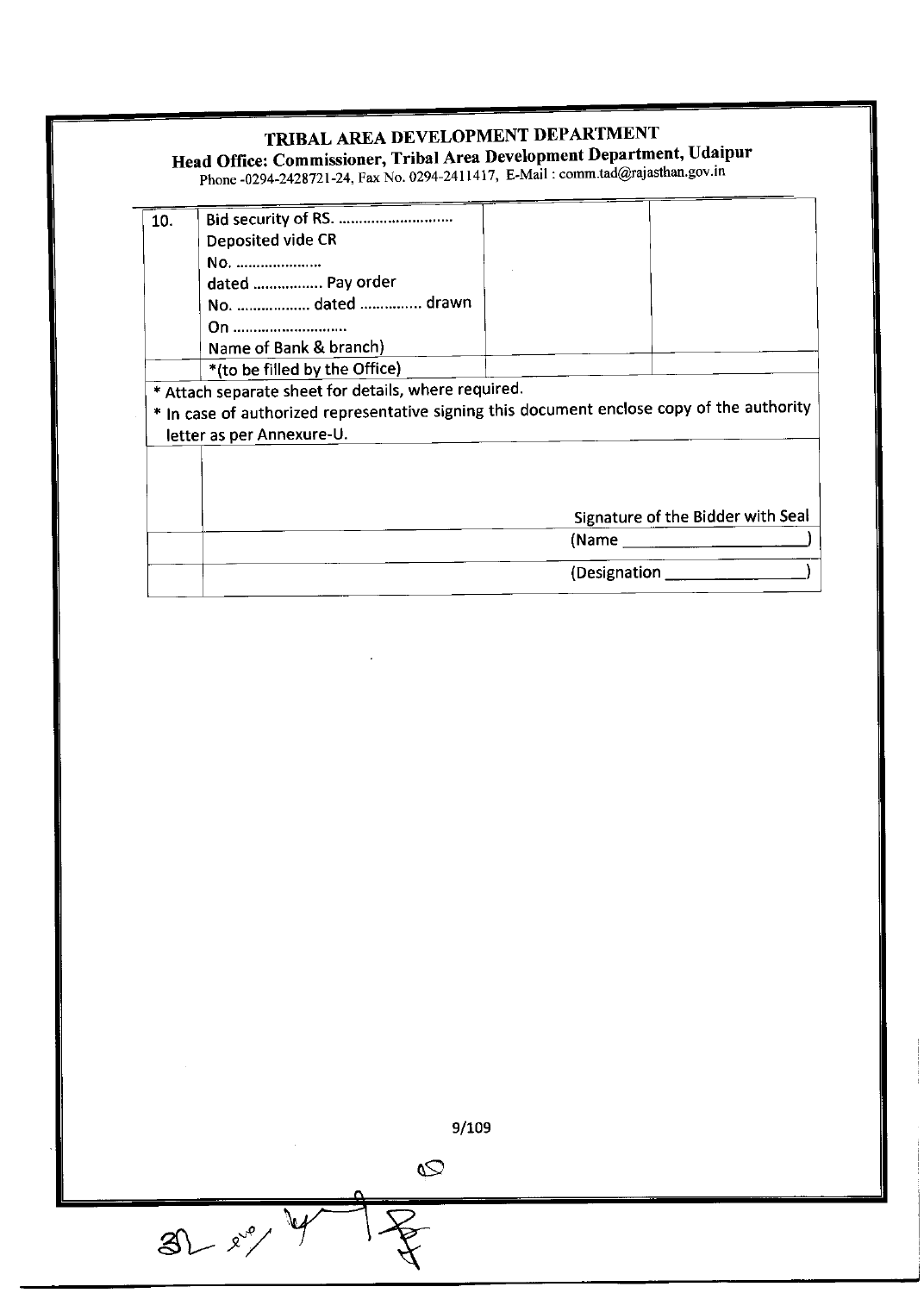# TRIBAL AREA DEVELOPMENT DEPARTMENT

**Head Office: Commissioner, Tribal Area Development Department, Udaipur**

Phone -0294-2428721-24, Fax No. 0294-2411417, E-Mail : comm.tad@rajasthan.gov.in

| | | | |
|---|---|---|---|
| 10. | Bid security of RS. ……………………… Deposited vide CR No. ………………… dated …………… Pay order No. ……………. dated …………. drawn On ……………………… Name of Bank & branch) | | |
| | *(to be filled by the Office) | | |

* Attach separate sheet for details, where required.
* In case of authorized representative signing this document enclose copy of the authority letter as per Annexure-U.

Signature of the Bidder with Seal

(Name ____________________)

(Designation ______________)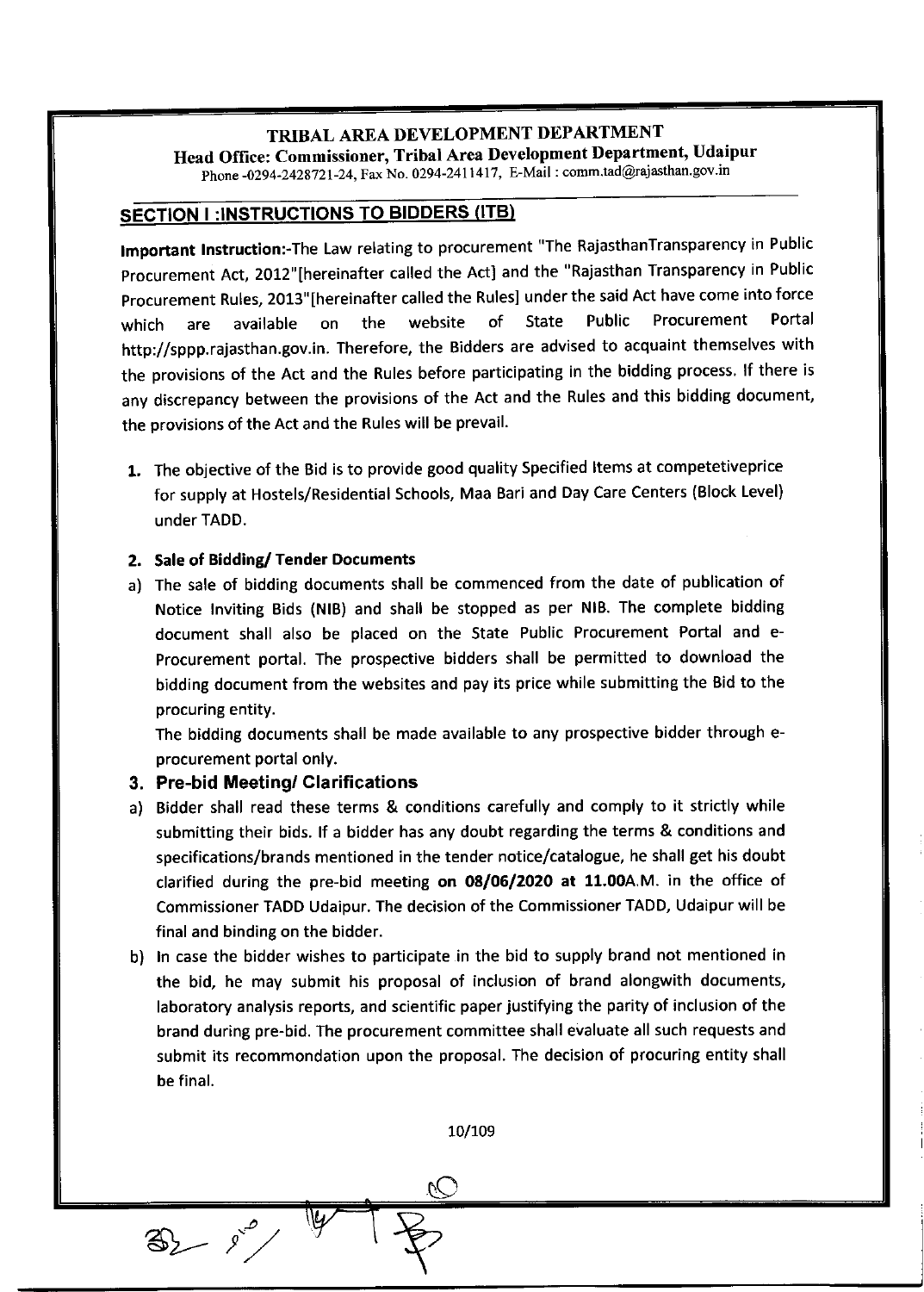**TRIBAL AREA DEVELOPMENT DEPARTMENT**

**Head Office: Commissioner, Tribal Area Development Department, Udaipur**

Phone -0294-2428721-24, Fax No. 0294-2411417, E-Mail : comm.tad@rajasthan.gov.in

## SECTION I :INSTRUCTIONS TO BIDDERS (ITB)

**Important Instruction:**-The Law relating to procurement "The RajasthanTransparency in Public Procurement Act, 2012"[hereinafter called the Act] and the "Rajasthan Transparency in Public Procurement Rules, 2013"[hereinafter called the Rules] under the said Act have come into force which are available on the website of State Public Procurement Portal http://sppp.rajasthan.gov.in. Therefore, the Bidders are advised to acquaint themselves with the provisions of the Act and the Rules before participating in the bidding process. If there is any discrepancy between the provisions of the Act and the Rules and this bidding document, the provisions of the Act and the Rules will be prevail.

**1.** The objective of the Bid is to provide good quality Specified Items at competetiveprice for supply at Hostels/Residential Schools, Maa Bari and Day Care Centers (Block Level) under TADD.

**2. Sale of Bidding/ Tender Documents**

a) The sale of bidding documents shall be commenced from the date of publication of Notice Inviting Bids (NIB) and shall be stopped as per NIB. The complete bidding document shall also be placed on the State Public Procurement Portal and e-Procurement portal. The prospective bidders shall be permitted to download the bidding document from the websites and pay its price while submitting the Bid to the procuring entity.

The bidding documents shall be made available to any prospective bidder through e-procurement portal only.

**3. Pre-bid Meeting/ Clarifications**

a) Bidder shall read these terms & conditions carefully and comply to it strictly while submitting their bids. If a bidder has any doubt regarding the terms & conditions and specifications/brands mentioned in the tender notice/catalogue, he shall get his doubt clarified during the pre-bid meeting **on 08/06/2020 at 11.00**A.M. in the office of Commissioner TADD Udaipur. The decision of the Commissioner TADD, Udaipur will be final and binding on the bidder.

b) In case the bidder wishes to participate in the bid to supply brand not mentioned in the bid, he may submit his proposal of inclusion of brand alongwith documents, laboratory analysis reports, and scientific paper justifying the parity of inclusion of the brand during pre-bid. The procurement committee shall evaluate all such requests and submit its recommondation upon the proposal. The decision of procuring entity shall be final.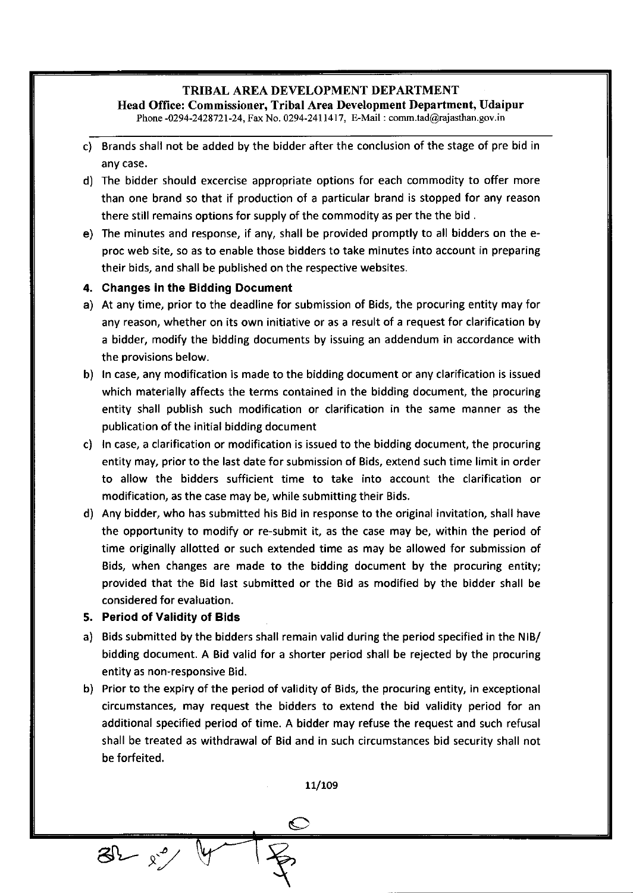c) Brands shall not be added by the bidder after the conclusion of the stage of pre bid in any case.

d) The bidder should excercise appropriate options for each commodity to offer more than one brand so that if production of a particular brand is stopped for any reason there still remains options for supply of the commodity as per the the bid .

e) The minutes and response, if any, shall be provided promptly to all bidders on the e-proc web site, so as to enable those bidders to take minutes into account in preparing their bids, and shall be published on the respective websites.

**4. Changes in the Bidding Document**

a) At any time, prior to the deadline for submission of Bids, the procuring entity may for any reason, whether on its own initiative or as a result of a request for clarification by a bidder, modify the bidding documents by issuing an addendum in accordance with the provisions below.

b) In case, any modification is made to the bidding document or any clarification is issued which materially affects the terms contained in the bidding document, the procuring entity shall publish such modification or clarification in the same manner as the publication of the initial bidding document

c) In case, a clarification or modification is issued to the bidding document, the procuring entity may, prior to the last date for submission of Bids, extend such time limit in order to allow the bidders sufficient time to take into account the clarification or modification, as the case may be, while submitting their Bids.

d) Any bidder, who has submitted his Bid in response to the original invitation, shall have the opportunity to modify or re-submit it, as the case may be, within the period of time originally allotted or such extended time as may be allowed for submission of Bids, when changes are made to the bidding document by the procuring entity; provided that the Bid last submitted or the Bid as modified by the bidder shall be considered for evaluation.

**5. Period of Validity of Bids**

a) Bids submitted by the bidders shall remain valid during the period specified in the NIB/ bidding document. A Bid valid for a shorter period shall be rejected by the procuring entity as non-responsive Bid.

b) Prior to the expiry of the period of validity of Bids, the procuring entity, in exceptional circumstances, may request the bidders to extend the bid validity period for an additional specified period of time. A bidder may refuse the request and such refusal shall be treated as withdrawal of Bid and in such circumstances bid security shall not be forfeited.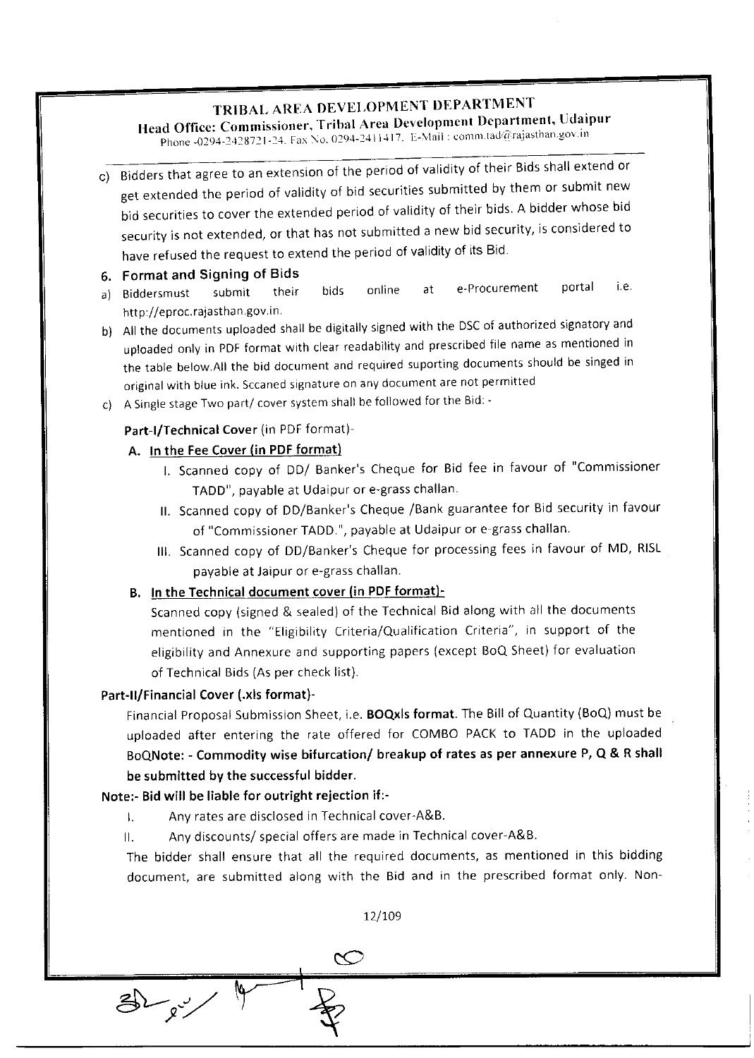c) Bidders that agree to an extension of the period of validity of their Bids shall extend or get extended the period of validity of bid securities submitted by them or submit new bid securities to cover the extended period of validity of their bids. A bidder whose bid security is not extended, or that has not submitted a new bid security, is considered to have refused the request to extend the period of validity of its Bid.

### 6. Format and Signing of Bids

a) Biddersmust submit their bids online at e-Procurement portal i.e. http://eproc.rajasthan.gov.in.

b) All the documents uploaded shall be digitally signed with the DSC of authorized signatory and uploaded only in PDF format with clear readability and prescribed file name as mentioned in the table below.All the bid document and required suporting documents should be singed in original with blue ink. Sccaned signature on any document are not permitted

c) A Single stage Two part/ cover system shall be followed for the Bid: -

**Part-I/Technical Cover** (in PDF format)-

**A. In the Fee Cover (in PDF format)**

I. Scanned copy of DD/ Banker's Cheque for Bid fee in favour of "Commissioner TADD", payable at Udaipur or e-grass challan.

II. Scanned copy of DD/Banker's Cheque /Bank guarantee for Bid security in favour of "Commissioner TADD.", payable at Udaipur or e-grass challan.

III. Scanned copy of DD/Banker's Cheque for processing fees in favour of MD, RISL payable at Jaipur or e-grass challan.

**B. In the Technical document cover (in PDF format)-**

Scanned copy (signed & sealed) of the Technical Bid along with all the documents mentioned in the "Eligibility Criteria/Qualification Criteria", in support of the eligibility and Annexure and supporting papers (except BoQ Sheet) for evaluation of Technical Bids (As per check list).

**Part-II/Financial Cover (.xls format)-**

Financial Proposal Submission Sheet, i.e. **BOQxls format.** The Bill of Quantity (BoQ) must be uploaded after entering the rate offered for COMBO PACK to TADD in the uploaded BoQ**Note: - Commodity wise bifurcation/ breakup of rates as per annexure P, Q & R shall be submitted by the successful bidder.**

**Note:- Bid will be liable for outright rejection if:-**

I. Any rates are disclosed in Technical cover-A&B.

II. Any discounts/ special offers are made in Technical cover-A&B.

The bidder shall ensure that all the required documents, as mentioned in this bidding document, are submitted along with the Bid and in the prescribed format only. Non-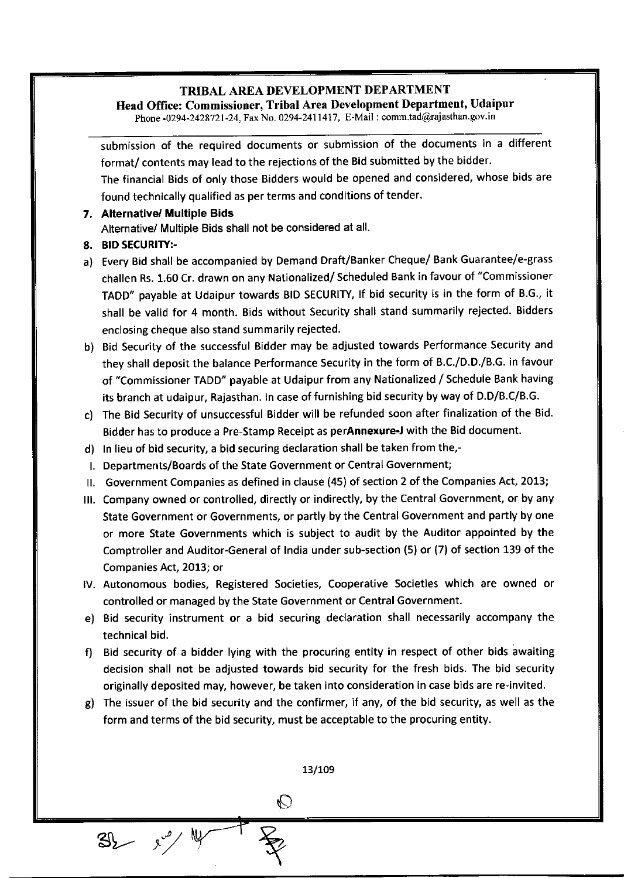submission of the required documents or submission of the documents in a different format/ contents may lead to the rejections of the Bid submitted by the bidder.

The financial Bids of only those Bidders would be opened and considered, whose bids are found technically qualified as per terms and conditions of tender.

**7. Alternative/ Multiple Bids**

Alternative/ Multiple Bids shall not be considered at all.

**8. BID SECURITY:-**

a) Every Bid shall be accompanied by Demand Draft/Banker Cheque/ Bank Guarantee/e-grass challen Rs. 1.60 Cr. drawn on any Nationalized/ Scheduled Bank in favour of "Commissioner TADD" payable at Udaipur towards BID SECURITY, If bid security is in the form of B.G., it shall be valid for 4 month. Bids without Security shall stand summarily rejected. Bidders enclosing cheque also stand summarily rejected.

b) Bid Security of the successful Bidder may be adjusted towards Performance Security and they shall deposit the balance Performance Security in the form of B.C./D.D./B.G. in favour of "Commissioner TADD" payable at Udaipur from any Nationalized / Schedule Bank having its branch at udaipur, Rajasthan. In case of furnishing bid security by way of D.D/B.C/B.G.

c) The Bid Security of unsuccessful Bidder will be refunded soon after finalization of the Bid. Bidder has to produce a Pre-Stamp Receipt as per**Annexure-J** with the Bid document.

d) In lieu of bid security, a bid securing declaration shall be taken from the,-

I. Departments/Boards of the State Government or Central Government;

II. Government Companies as defined in clause (45) of section 2 of the Companies Act, 2013;

III. Company owned or controlled, directly or indirectly, by the Central Government, or by any State Government or Governments, or partly by the Central Government and partly by one or more State Governments which is subject to audit by the Auditor appointed by the Comptroller and Auditor-General of India under sub-section (5) or (7) of section 139 of the Companies Act, 2013; or

IV. Autonomous bodies, Registered Societies, Cooperative Societies which are owned or controlled or managed by the State Government or Central Government.

e) Bid security instrument or a bid securing declaration shall necessarily accompany the technical bid.

f) Bid security of a bidder lying with the procuring entity in respect of other bids awaiting decision shall not be adjusted towards bid security for the fresh bids. The bid security originally deposited may, however, be taken into consideration in case bids are re-invited.

g) The issuer of the bid security and the confirmer, if any, of the bid security, as well as the form and terms of the bid security, must be acceptable to the procuring entity.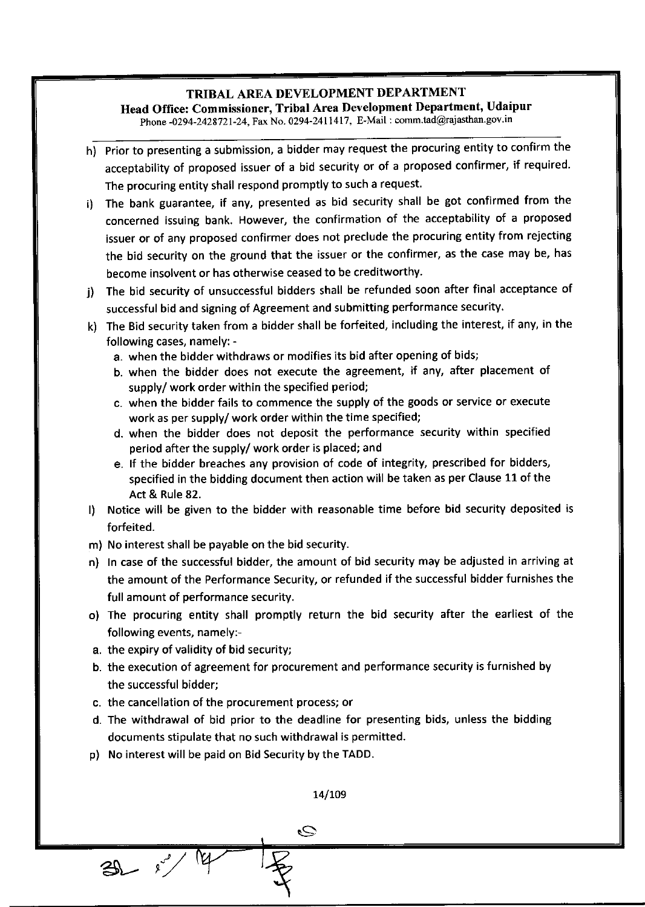h) Prior to presenting a submission, a bidder may request the procuring entity to confirm the acceptability of proposed issuer of a bid security or of a proposed confirmer, if required. The procuring entity shall respond promptly to such a request.

i) The bank guarantee, if any, presented as bid security shall be got confirmed from the concerned issuing bank. However, the confirmation of the acceptability of a proposed issuer or of any proposed confirmer does not preclude the procuring entity from rejecting the bid security on the ground that the issuer or the confirmer, as the case may be, has become insolvent or has otherwise ceased to be creditworthy.

j) The bid security of unsuccessful bidders shall be refunded soon after final acceptance of successful bid and signing of Agreement and submitting performance security.

k) The Bid security taken from a bidder shall be forfeited, including the interest, if any, in the following cases, namely: -
   a. when the bidder withdraws or modifies its bid after opening of bids;
   b. when the bidder does not execute the agreement, if any, after placement of supply/ work order within the specified period;
   c. when the bidder fails to commence the supply of the goods or service or execute work as per supply/ work order within the time specified;
   d. when the bidder does not deposit the performance security within specified period after the supply/ work order is placed; and
   e. If the bidder breaches any provision of code of integrity, prescribed for bidders, specified in the bidding document then action will be taken as per Clause 11 of the Act & Rule 82.

l) Notice will be given to the bidder with reasonable time before bid security deposited is forfeited.

m) No interest shall be payable on the bid security.

n) In case of the successful bidder, the amount of bid security may be adjusted in arriving at the amount of the Performance Security, or refunded if the successful bidder furnishes the full amount of performance security.

o) The procuring entity shall promptly return the bid security after the earliest of the following events, namely:-
   a. the expiry of validity of bid security;
   b. the execution of agreement for procurement and performance security is furnished by the successful bidder;
   c. the cancellation of the procurement process; or
   d. The withdrawal of bid prior to the deadline for presenting bids, unless the bidding documents stipulate that no such withdrawal is permitted.

p) No interest will be paid on Bid Security by the TADD.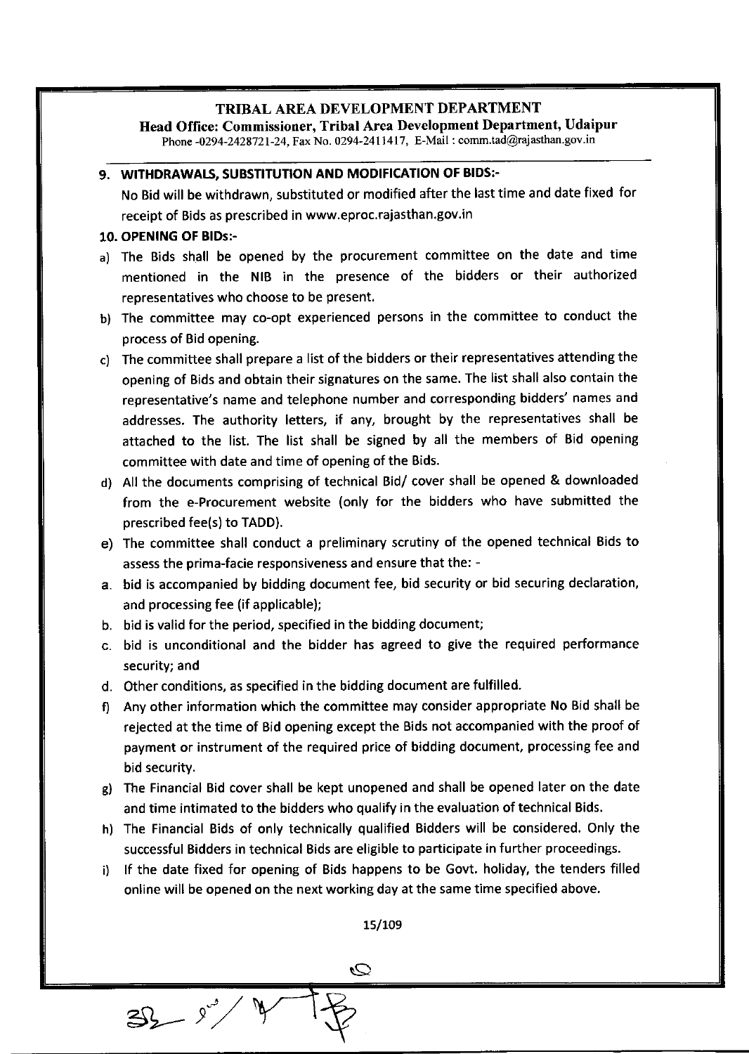## 9. WITHDRAWALS, SUBSTITUTION AND MODIFICATION OF BIDS:-

No Bid will be withdrawn, substituted or modified after the last time and date fixed for receipt of Bids as prescribed in www.eproc.rajasthan.gov.in

## 10. OPENING OF BIDs:-

a) The Bids shall be opened by the procurement committee on the date and time mentioned in the NIB in the presence of the bidders or their authorized representatives who choose to be present.

b) The committee may co-opt experienced persons in the committee to conduct the process of Bid opening.

c) The committee shall prepare a list of the bidders or their representatives attending the opening of Bids and obtain their signatures on the same. The list shall also contain the representative's name and telephone number and corresponding bidders' names and addresses. The authority letters, if any, brought by the representatives shall be attached to the list. The list shall be signed by all the members of Bid opening committee with date and time of opening of the Bids.

d) All the documents comprising of technical Bid/ cover shall be opened & downloaded from the e-Procurement website (only for the bidders who have submitted the prescribed fee(s) to TADD).

e) The committee shall conduct a preliminary scrutiny of the opened technical Bids to assess the prima-facie responsiveness and ensure that the: -

a. bid is accompanied by bidding document fee, bid security or bid securing declaration, and processing fee (if applicable);

b. bid is valid for the period, specified in the bidding document;

c. bid is unconditional and the bidder has agreed to give the required performance security; and

d. Other conditions, as specified in the bidding document are fulfilled.

f) Any other information which the committee may consider appropriate No Bid shall be rejected at the time of Bid opening except the Bids not accompanied with the proof of payment or instrument of the required price of bidding document, processing fee and bid security.

g) The Financial Bid cover shall be kept unopened and shall be opened later on the date and time intimated to the bidders who qualify in the evaluation of technical Bids.

h) The Financial Bids of only technically qualified Bidders will be considered. Only the successful Bidders in technical Bids are eligible to participate in further proceedings.

i) If the date fixed for opening of Bids happens to be Govt. holiday, the tenders filled online will be opened on the next working day at the same time specified above.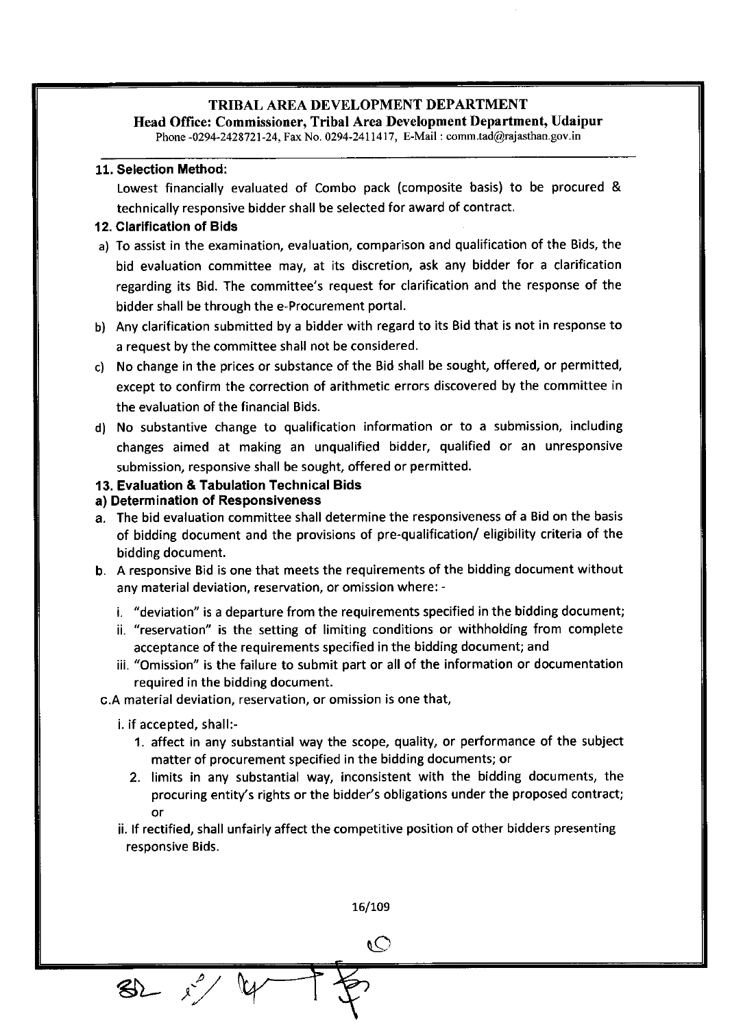**11. Selection Method:**

Lowest financially evaluated of Combo pack (composite basis) to be procured & technically responsive bidder shall be selected for award of contract.

**12. Clarification of Bids**

a) To assist in the examination, evaluation, comparison and qualification of the Bids, the bid evaluation committee may, at its discretion, ask any bidder for a clarification regarding its Bid. The committee's request for clarification and the response of the bidder shall be through the e-Procurement portal.

b) Any clarification submitted by a bidder with regard to its Bid that is not in response to a request by the committee shall not be considered.

c) No change in the prices or substance of the Bid shall be sought, offered, or permitted, except to confirm the correction of arithmetic errors discovered by the committee in the evaluation of the financial Bids.

d) No substantive change to qualification information or to a submission, including changes aimed at making an unqualified bidder, qualified or an unresponsive submission, responsive shall be sought, offered or permitted.

**13. Evaluation & Tabulation Technical Bids**

**a) Determination of Responsiveness**

a. The bid evaluation committee shall determine the responsiveness of a Bid on the basis of bidding document and the provisions of pre-qualification/ eligibility criteria of the bidding document.

b. A responsive Bid is one that meets the requirements of the bidding document without any material deviation, reservation, or omission where: -

   i. "deviation" is a departure from the requirements specified in the bidding document;

   ii. "reservation" is the setting of limiting conditions or withholding from complete acceptance of the requirements specified in the bidding document; and

   iii. "Omission" is the failure to submit part or all of the information or documentation required in the bidding document.

c. A material deviation, reservation, or omission is one that,

   i. if accepted, shall:-

      1. affect in any substantial way the scope, quality, or performance of the subject matter of procurement specified in the bidding documents; or

      2. limits in any substantial way, inconsistent with the bidding documents, the procuring entity's rights or the bidder's obligations under the proposed contract; or

   ii. If rectified, shall unfairly affect the competitive position of other bidders presenting responsive Bids.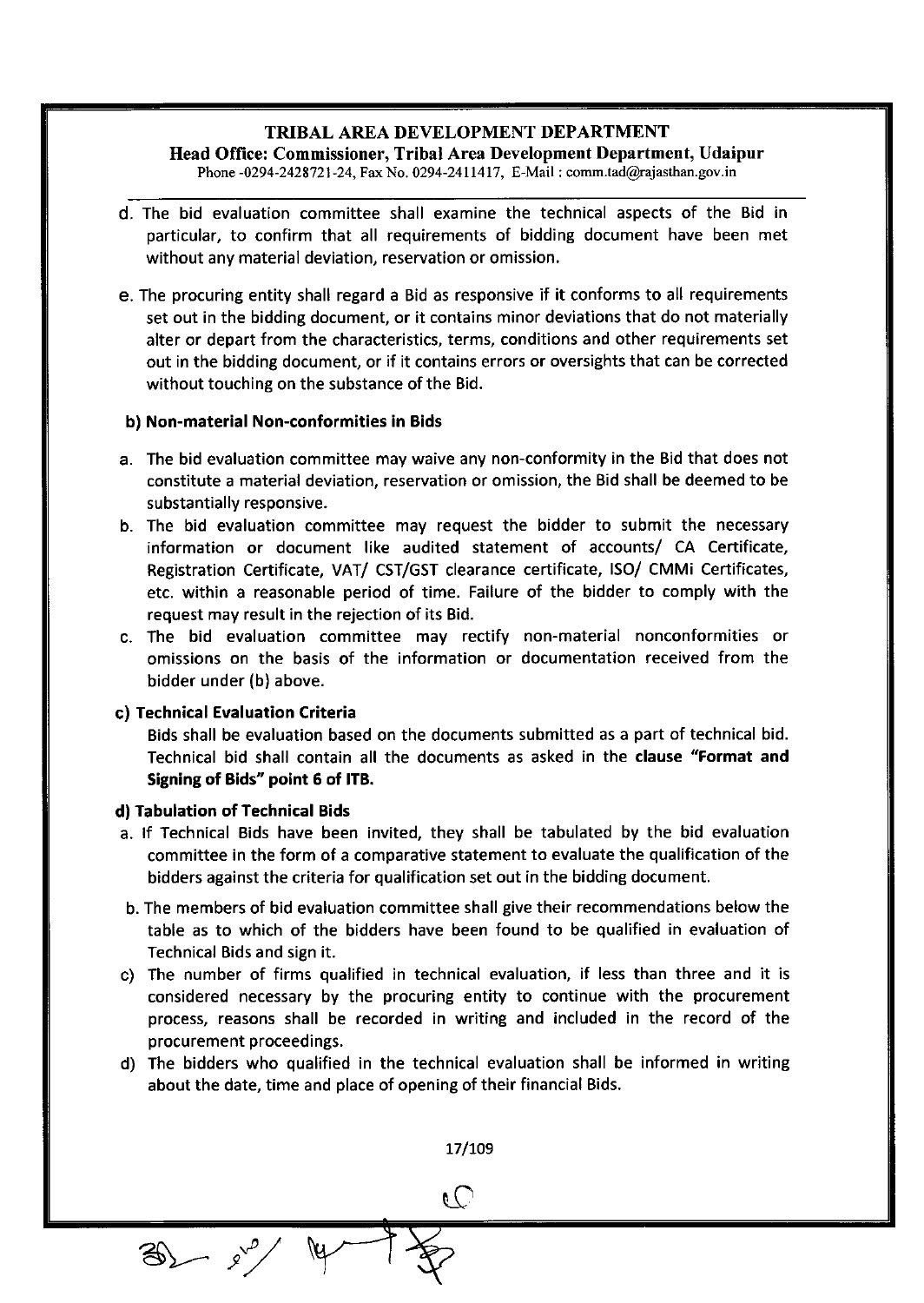d. The bid evaluation committee shall examine the technical aspects of the Bid in particular, to confirm that all requirements of bidding document have been met without any material deviation, reservation or omission.

e. The procuring entity shall regard a Bid as responsive if it conforms to all requirements set out in the bidding document, or it contains minor deviations that do not materially alter or depart from the characteristics, terms, conditions and other requirements set out in the bidding document, or if it contains errors or oversights that can be corrected without touching on the substance of the Bid.

**b) Non-material Non-conformities in Bids**

a. The bid evaluation committee may waive any non-conformity in the Bid that does not constitute a material deviation, reservation or omission, the Bid shall be deemed to be substantially responsive.
b. The bid evaluation committee may request the bidder to submit the necessary information or document like audited statement of accounts/ CA Certificate, Registration Certificate, VAT/ CST/GST clearance certificate, ISO/ CMMi Certificates, etc. within a reasonable period of time. Failure of the bidder to comply with the request may result in the rejection of its Bid.
c. The bid evaluation committee may rectify non-material nonconformities or omissions on the basis of the information or documentation received from the bidder under (b) above.

**c) Technical Evaluation Criteria**

Bids shall be evaluation based on the documents submitted as a part of technical bid. Technical bid shall contain all the documents as asked in the **clause "Format and Signing of Bids" point 6 of ITB.**

**d) Tabulation of Technical Bids**

a. If Technical Bids have been invited, they shall be tabulated by the bid evaluation committee in the form of a comparative statement to evaluate the qualification of the bidders against the criteria for qualification set out in the bidding document.
b. The members of bid evaluation committee shall give their recommendations below the table as to which of the bidders have been found to be qualified in evaluation of Technical Bids and sign it.
c) The number of firms qualified in technical evaluation, if less than three and it is considered necessary by the procuring entity to continue with the procurement process, reasons shall be recorded in writing and included in the record of the procurement proceedings.
d) The bidders who qualified in the technical evaluation shall be informed in writing about the date, time and place of opening of their financial Bids.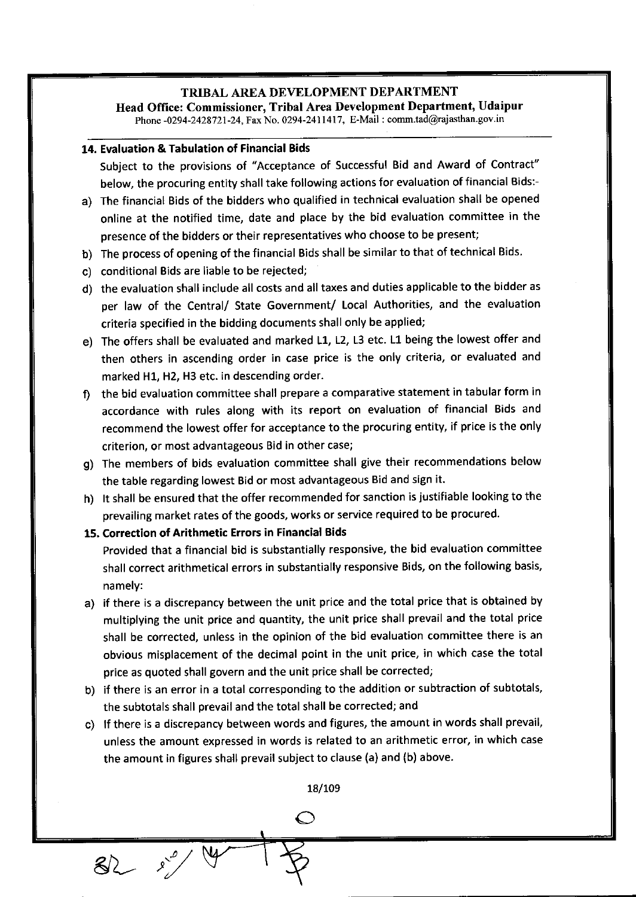## 14. Evaluation & Tabulation of Financial Bids

Subject to the provisions of "Acceptance of Successful Bid and Award of Contract" below, the procuring entity shall take following actions for evaluation of financial Bids:-

a) The financial Bids of the bidders who qualified in technical evaluation shall be opened online at the notified time, date and place by the bid evaluation committee in the presence of the bidders or their representatives who choose to be present;

b) The process of opening of the financial Bids shall be similar to that of technical Bids.

c) conditional Bids are liable to be rejected;

d) the evaluation shall include all costs and all taxes and duties applicable to the bidder as per law of the Central/ State Government/ Local Authorities, and the evaluation criteria specified in the bidding documents shall only be applied;

e) The offers shall be evaluated and marked L1, L2, L3 etc. L1 being the lowest offer and then others in ascending order in case price is the only criteria, or evaluated and marked H1, H2, H3 etc. in descending order.

f) the bid evaluation committee shall prepare a comparative statement in tabular form in accordance with rules along with its report on evaluation of financial Bids and recommend the lowest offer for acceptance to the procuring entity, if price is the only criterion, or most advantageous Bid in other case;

g) The members of bids evaluation committee shall give their recommendations below the table regarding lowest Bid or most advantageous Bid and sign it.

h) It shall be ensured that the offer recommended for sanction is justifiable looking to the prevailing market rates of the goods, works or service required to be procured.

## 15. Correction of Arithmetic Errors in Financial Bids

Provided that a financial bid is substantially responsive, the bid evaluation committee shall correct arithmetical errors in substantially responsive Bids, on the following basis, namely:

a) if there is a discrepancy between the unit price and the total price that is obtained by multiplying the unit price and quantity, the unit price shall prevail and the total price shall be corrected, unless in the opinion of the bid evaluation committee there is an obvious misplacement of the decimal point in the unit price, in which case the total price as quoted shall govern and the unit price shall be corrected;

b) if there is an error in a total corresponding to the addition or subtraction of subtotals, the subtotals shall prevail and the total shall be corrected; and

c) If there is a discrepancy between words and figures, the amount in words shall prevail, unless the amount expressed in words is related to an arithmetic error, in which case the amount in figures shall prevail subject to clause (a) and (b) above.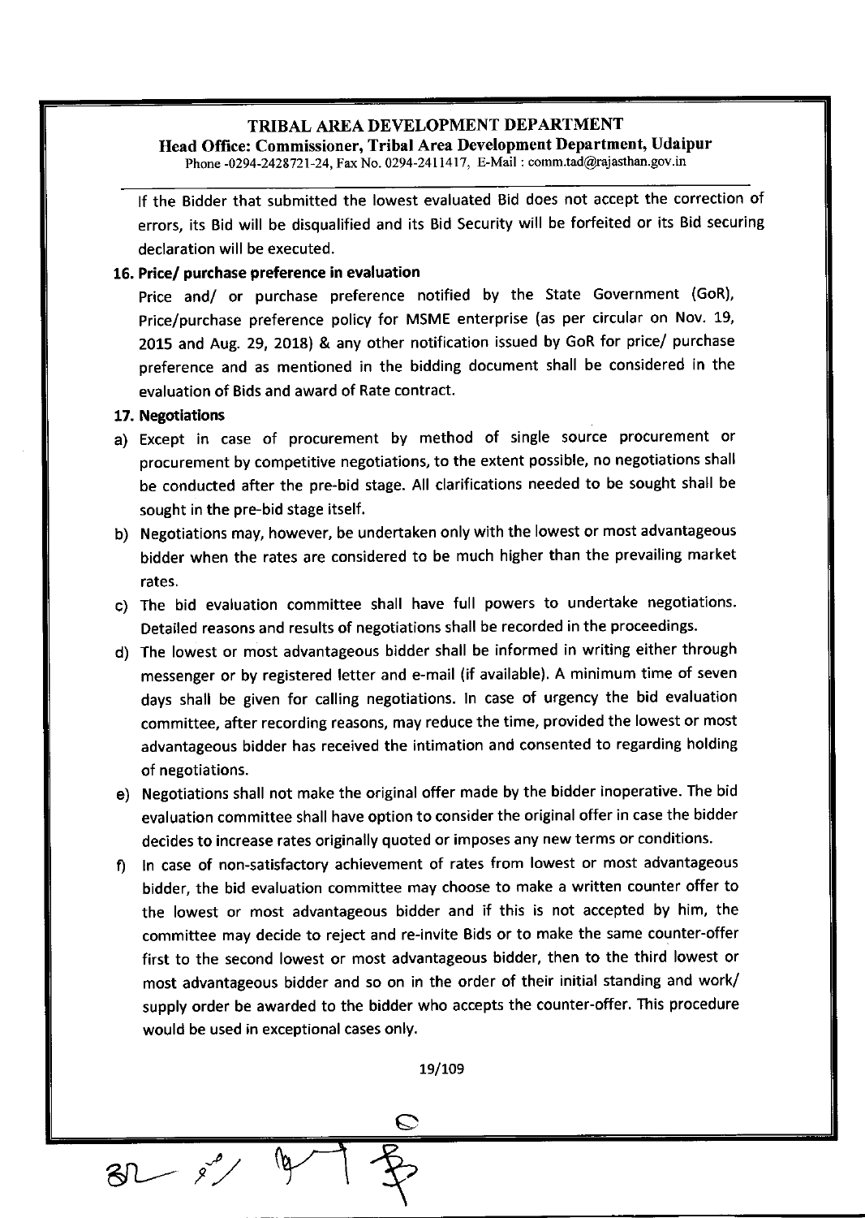If the Bidder that submitted the lowest evaluated Bid does not accept the correction of errors, its Bid will be disqualified and its Bid Security will be forfeited or its Bid securing declaration will be executed.

**16. Price/ purchase preference in evaluation**

Price and/ or purchase preference notified by the State Government (GoR), Price/purchase preference policy for MSME enterprise (as per circular on Nov. 19, 2015 and Aug. 29, 2018) & any other notification issued by GoR for price/ purchase preference and as mentioned in the bidding document shall be considered in the evaluation of Bids and award of Rate contract.

**17. Negotiations**

a) Except in case of procurement by method of single source procurement or procurement by competitive negotiations, to the extent possible, no negotiations shall be conducted after the pre-bid stage. All clarifications needed to be sought shall be sought in the pre-bid stage itself.

b) Negotiations may, however, be undertaken only with the lowest or most advantageous bidder when the rates are considered to be much higher than the prevailing market rates.

c) The bid evaluation committee shall have full powers to undertake negotiations. Detailed reasons and results of negotiations shall be recorded in the proceedings.

d) The lowest or most advantageous bidder shall be informed in writing either through messenger or by registered letter and e-mail (if available). A minimum time of seven days shall be given for calling negotiations. In case of urgency the bid evaluation committee, after recording reasons, may reduce the time, provided the lowest or most advantageous bidder has received the intimation and consented to regarding holding of negotiations.

e) Negotiations shall not make the original offer made by the bidder inoperative. The bid evaluation committee shall have option to consider the original offer in case the bidder decides to increase rates originally quoted or imposes any new terms or conditions.

f) In case of non-satisfactory achievement of rates from lowest or most advantageous bidder, the bid evaluation committee may choose to make a written counter offer to the lowest or most advantageous bidder and if this is not accepted by him, the committee may decide to reject and re-invite Bids or to make the same counter-offer first to the second lowest or most advantageous bidder, then to the third lowest or most advantageous bidder and so on in the order of their initial standing and work/ supply order be awarded to the bidder who accepts the counter-offer. This procedure would be used in exceptional cases only.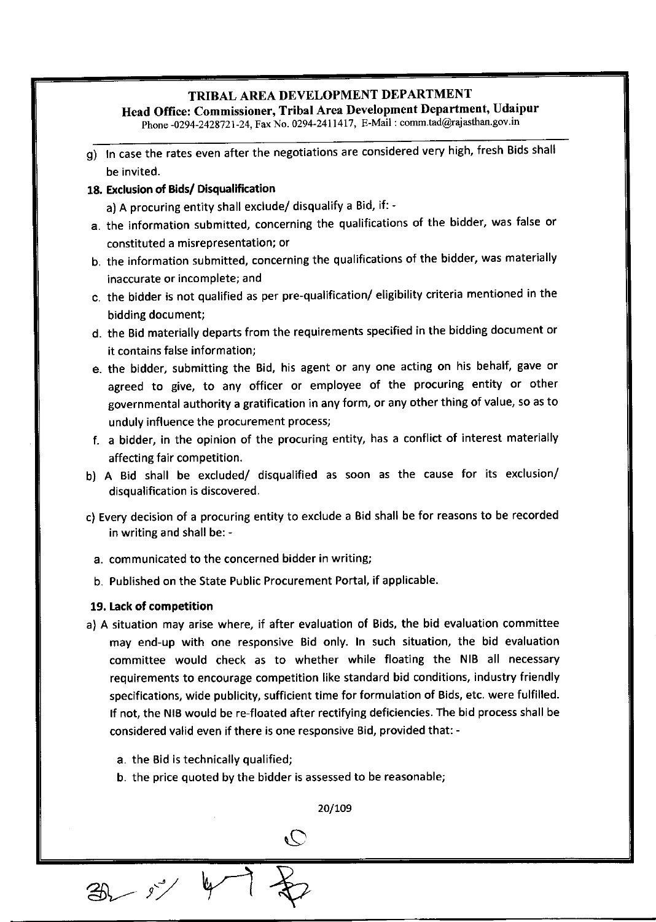g) In case the rates even after the negotiations are considered very high, fresh Bids shall be invited.

**18. Exclusion of Bids/ Disqualification**

a) A procuring entity shall exclude/ disqualify a Bid, if: -

a. the information submitted, concerning the qualifications of the bidder, was false or constituted a misrepresentation; or

b. the information submitted, concerning the qualifications of the bidder, was materially inaccurate or incomplete; and

c. the bidder is not qualified as per pre-qualification/ eligibility criteria mentioned in the bidding document;

d. the Bid materially departs from the requirements specified in the bidding document or it contains false information;

e. the bidder, submitting the Bid, his agent or any one acting on his behalf, gave or agreed to give, to any officer or employee of the procuring entity or other governmental authority a gratification in any form, or any other thing of value, so as to unduly influence the procurement process;

f. a bidder, in the opinion of the procuring entity, has a conflict of interest materially affecting fair competition.

b) A Bid shall be excluded/ disqualified as soon as the cause for its exclusion/ disqualification is discovered.

c) Every decision of a procuring entity to exclude a Bid shall be for reasons to be recorded in writing and shall be: -

a. communicated to the concerned bidder in writing;

b. Published on the State Public Procurement Portal, if applicable.

**19. Lack of competition**

a) A situation may arise where, if after evaluation of Bids, the bid evaluation committee may end-up with one responsive Bid only. In such situation, the bid evaluation committee would check as to whether while floating the NIB all necessary requirements to encourage competition like standard bid conditions, industry friendly specifications, wide publicity, sufficient time for formulation of Bids, etc. were fulfilled. If not, the NIB would be re-floated after rectifying deficiencies. The bid process shall be considered valid even if there is one responsive Bid, provided that: -

a. the Bid is technically qualified;

b. the price quoted by the bidder is assessed to be reasonable;